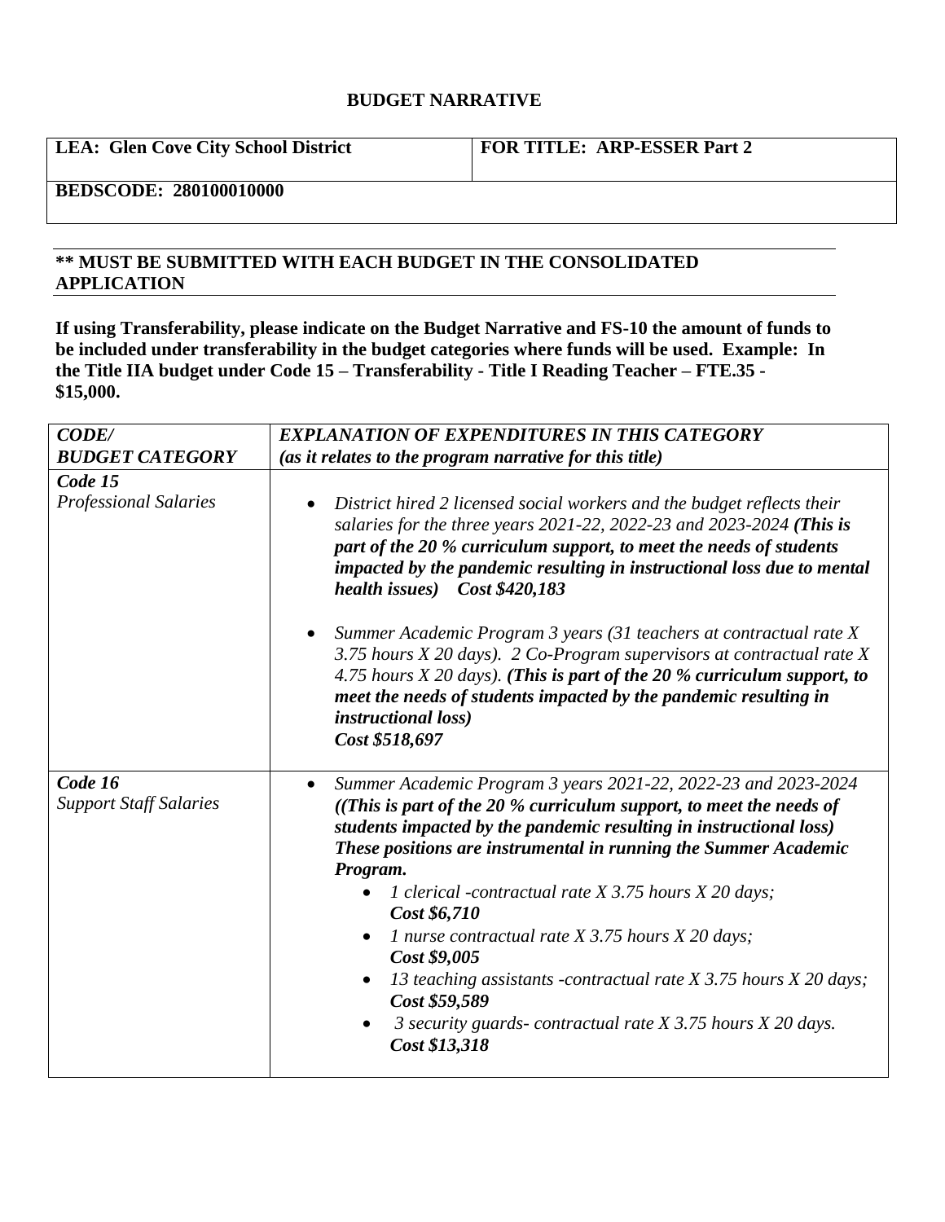## BUDGET NARRATIVE

| **LEA: Glen Cove City School District** | **FOR TITLE: ARP-ESSER Part 2** |
| --- | --- |
| **BEDSCODE: 280100010000** | |

**** MUST BE SUBMITTED WITH EACH BUDGET IN THE CONSOLIDATED APPLICATION**

**If using Transferability, please indicate on the Budget Narrative and FS-10 the amount of funds to be included under transferability in the budget categories where funds will be used. Example: In the Title IIA budget under Code 15 – Transferability - Title I Reading Teacher – FTE.35 - $15,000.**

| ***CODE/ BUDGET CATEGORY*** | ***EXPLANATION OF EXPENDITURES IN THIS CATEGORY (as it relates to the program narrative for this title)*** |
| --- | --- |
| ***Code 15*** *Professional Salaries* | • *District hired 2 licensed social workers and the budget reflects their salaries for the three years 2021-22, 2022-23 and 2023-2024* ***(This is part of the 20 % curriculum support, to meet the needs of students impacted by the pandemic resulting in instructional loss due to mental health issues) Cost $420,183*** <br><br> • *Summer Academic Program 3 years (31 teachers at contractual rate X 3.75 hours X 20 days). 2 Co-Program supervisors at contractual rate X 4.75 hours X 20 days).* ***(This is part of the 20 % curriculum support, to meet the needs of students impacted by the pandemic resulting in instructional loss) Cost $518,697*** |
| ***Code 16*** *Support Staff Salaries* | • *Summer Academic Program 3 years 2021-22, 2022-23 and 2023-2024* ***((This is part of the 20 % curriculum support, to meet the needs of students impacted by the pandemic resulting in instructional loss) These positions are instrumental in running the Summer Academic Program.*** <br> ◦ *1 clerical -contractual rate X 3.75 hours X 20 days;* ***Cost $6,710*** <br> ◦ *1 nurse contractual rate X 3.75 hours X 20 days;* ***Cost $9,005*** <br> ◦ *13 teaching assistants -contractual rate X 3.75 hours X 20 days;* ***Cost $59,589*** <br> ◦ *3 security guards- contractual rate X 3.75 hours X 20 days.* ***Cost $13,318*** |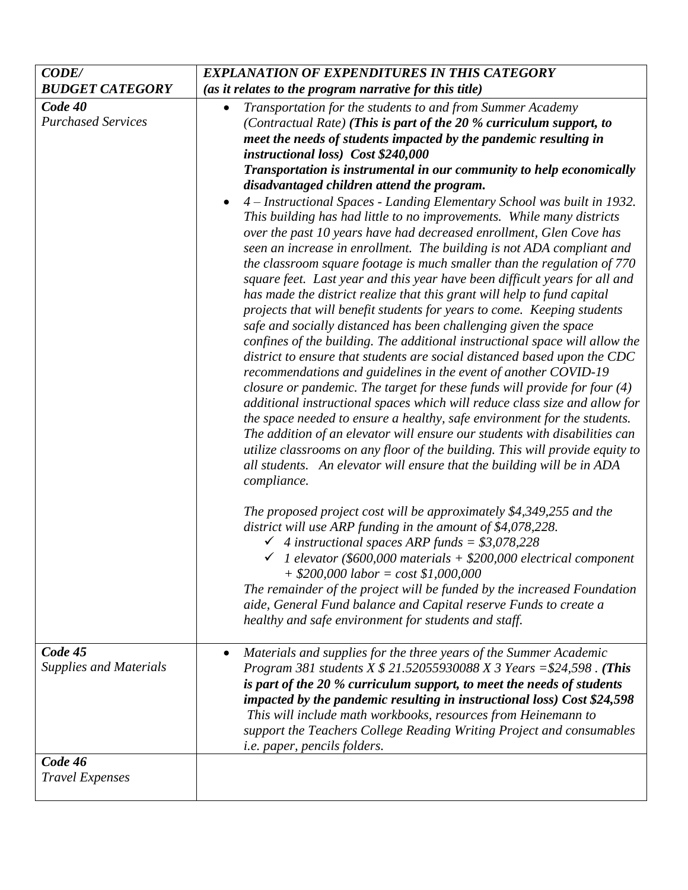| *CODE/ BUDGET CATEGORY* | *EXPLANATION OF EXPENDITURES IN THIS CATEGORY (as it relates to the program narrative for this title)* |
|---|---|
| ***Code 40*** *Purchased Services* | • *Transportation for the students to and from Summer Academy (Contractual Rate)* ***(This is part of the 20 % curriculum support, to meet the needs of students impacted by the pandemic resulting in instructional loss) Cost $240,000*** ***Transportation is instrumental in our community to help economically disadvantaged children attend the program.*** <br>• *4 – Instructional Spaces - Landing Elementary School was built in 1932. This building has had little to no improvements. While many districts over the past 10 years have had decreased enrollment, Glen Cove has seen an increase in enrollment. The building is not ADA compliant and the classroom square footage is much smaller than the regulation of 770 square feet. Last year and this year have been difficult years for all and has made the district realize that this grant will help to fund capital projects that will benefit students for years to come. Keeping students safe and socially distanced has been challenging given the space confines of the building. The additional instructional space will allow the district to ensure that students are social distanced based upon the CDC recommendations and guidelines in the event of another COVID-19 closure or pandemic. The target for these funds will provide for four (4) additional instructional spaces which will reduce class size and allow for the space needed to ensure a healthy, safe environment for the students. The addition of an elevator will ensure our students with disabilities can utilize classrooms on any floor of the building. This will provide equity to all students. An elevator will ensure that the building will be in ADA compliance.* <br><br>*The proposed project cost will be approximately $4,349,255 and the district will use ARP funding in the amount of $4,078,228.* <br>✓ *4 instructional spaces ARP funds = $3,078,228* <br>✓ *1 elevator ($600,000 materials + $200,000 electrical component + $200,000 labor = cost $1,000,000* <br>*The remainder of the project will be funded by the increased Foundation aide, General Fund balance and Capital reserve Funds to create a healthy and safe environment for students and staff.* |
| ***Code 45*** *Supplies and Materials* | • *Materials and supplies for the three years of the Summer Academic Program 381 students X $ 21.52055930088 X 3 Years =$24,598 .* ***(This is part of the 20 % curriculum support, to meet the needs of students impacted by the pandemic resulting in instructional loss) Cost $24,598*** *This will include math workbooks, resources from Heinemann to support the Teachers College Reading Writing Project and consumables i.e. paper, pencils folders.* |
| ***Code 46*** *Travel Expenses* | |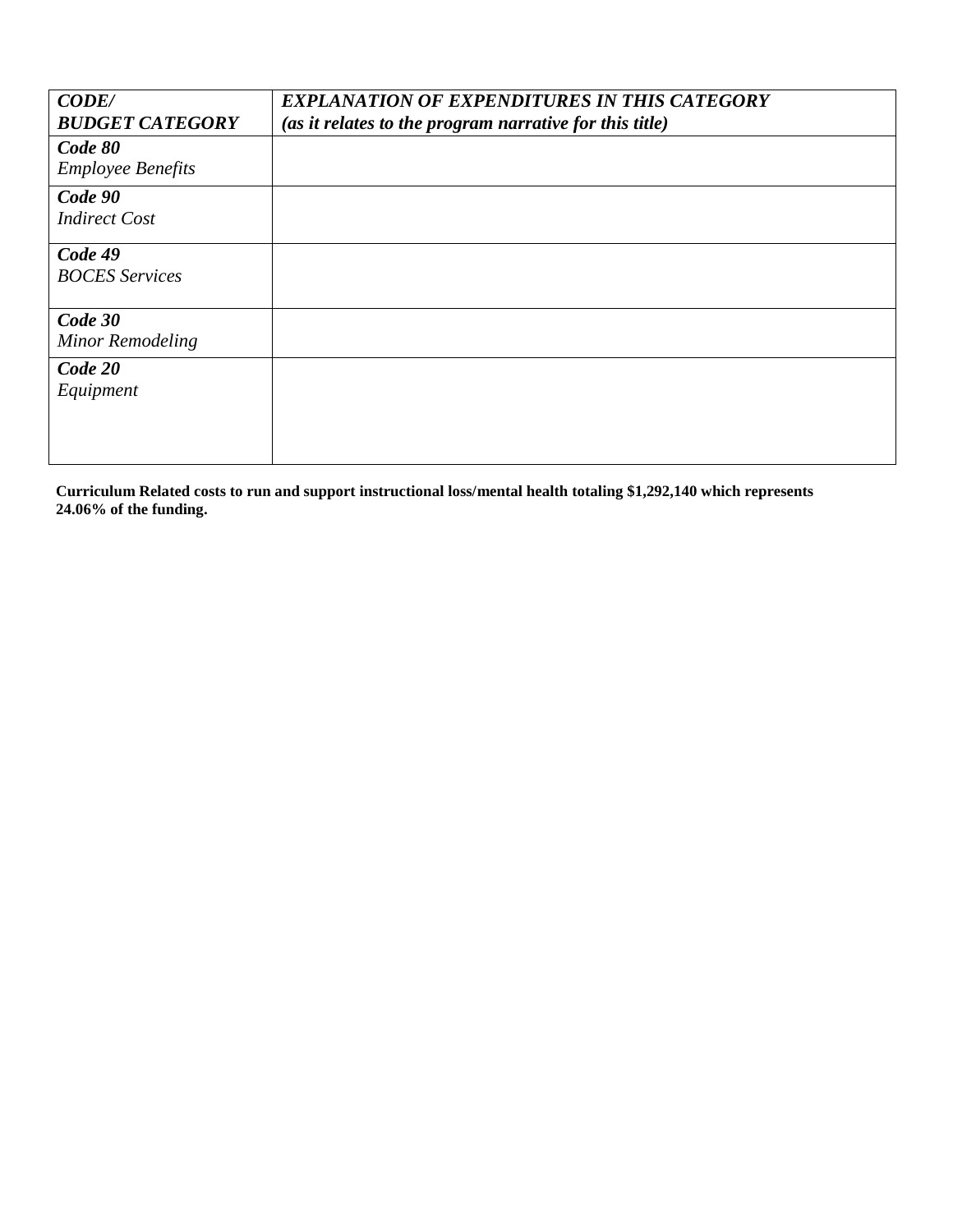| ***CODE/ BUDGET CATEGORY*** | ***EXPLANATION OF EXPENDITURES IN THIS CATEGORY (as it relates to the program narrative for this title)*** |
|---|---|
| ***Code 80*** *Employee Benefits* | |
| ***Code 90*** *Indirect Cost* | |
| ***Code 49*** *BOCES Services* | |
| ***Code 30*** *Minor Remodeling* | |
| ***Code 20*** *Equipment* | |

**Curriculum Related costs to run and support instructional loss/mental health totaling $1,292,140 which represents 24.06% of the funding.**